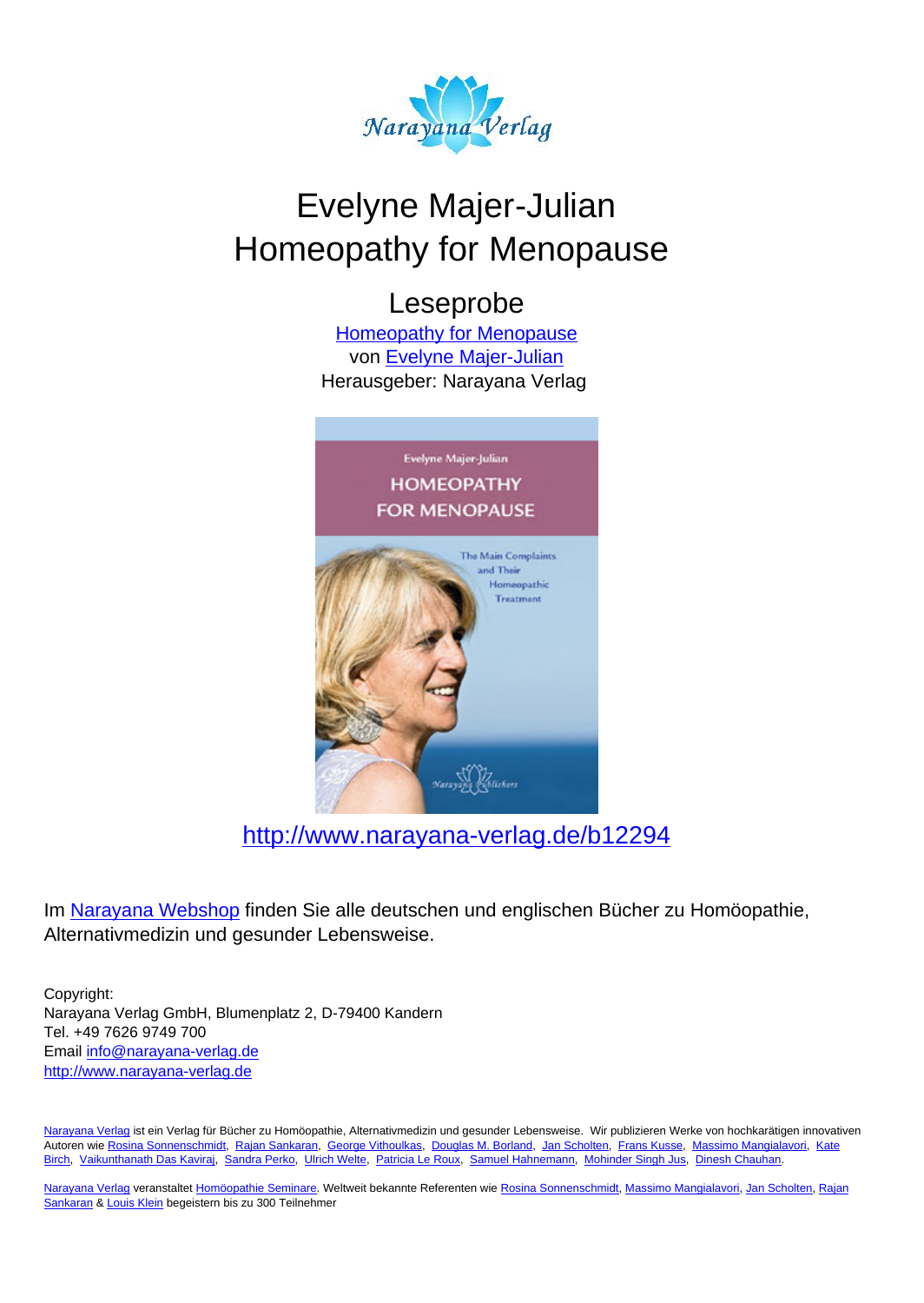Narayana Verlag

# Evelyne Majer-Julian
# Homeopathy for Menopause

## Leseprobe

[Homeopathy for Menopause](http://www.narayana-verlag.de/b12294)
von [Evelyne Majer-Julian]
Herausgeber: Narayana Verlag

[http://www.narayana-verlag.de/b12294](http://www.narayana-verlag.de/b12294)

Im Narayana Webshop finden Sie alle deutschen und englischen Bücher zu Homöopathie, Alternativmedizin und gesunder Lebensweise.

Copyright:
Narayana Verlag GmbH, Blumenplatz 2, D-79400 Kandern
Tel. +49 7626 9749 700
Email info@narayana-verlag.de
http://www.narayana-verlag.de

Narayana Verlag ist ein Verlag für Bücher zu Homöopathie, Alternativmedizin und gesunder Lebensweise. Wir publizieren Werke von hochkarätigen innovativen Autoren wie Rosina Sonnenschmidt, Rajan Sankaran, George Vithoulkas, Douglas M. Borland, Jan Scholten, Frans Kusse, Massimo Mangialavori, Kate Birch, Vaikunthanath Das Kaviraj, Sandra Perko, Ulrich Welte, Patricia Le Roux, Samuel Hahnemann, Mohinder Singh Jus, Dinesh Chauhan.

Narayana Verlag veranstaltet Homöopathie Seminare. Weltweit bekannte Referenten wie Rosina Sonnenschmidt, Massimo Mangialavori, Jan Scholten, Rajan Sankaran & Louis Klein begeistern bis zu 300 Teilnehmer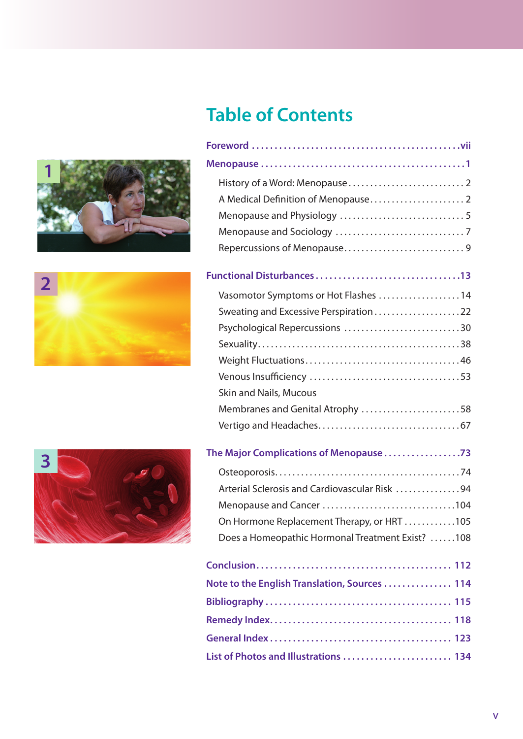# Table of Contents

**Foreword** ..... vii

**Menopause** ..... 1

- History of a Word: Menopause ..... 2
- A Medical Definition of Menopause ..... 2
- Menopause and Physiology ..... 5
- Menopause and Sociology ..... 7
- Repercussions of Menopause ..... 9

**Functional Disturbances** ..... 13

- Vasomotor Symptoms or Hot Flashes ..... 14
- Sweating and Excessive Perspiration ..... 22
- Psychological Repercussions ..... 30
- Sexuality ..... 38
- Weight Fluctuations ..... 46
- Venous Insufficiency ..... 53
- Skin and Nails, Mucous Membranes and Genital Atrophy ..... 58
- Vertigo and Headaches ..... 67

**The Major Complications of Menopause** ..... 73

- Osteoporosis ..... 74
- Arterial Sclerosis and Cardiovascular Risk ..... 94
- Menopause and Cancer ..... 104
- On Hormone Replacement Therapy, or HRT ..... 105
- Does a Homeopathic Hormonal Treatment Exist? ..... 108

**Conclusion** ..... 112

**Note to the English Translation, Sources** ..... 114

**Bibliography** ..... 115

**Remedy Index** ..... 118

**General Index** ..... 123

**List of Photos and Illustrations** ..... 134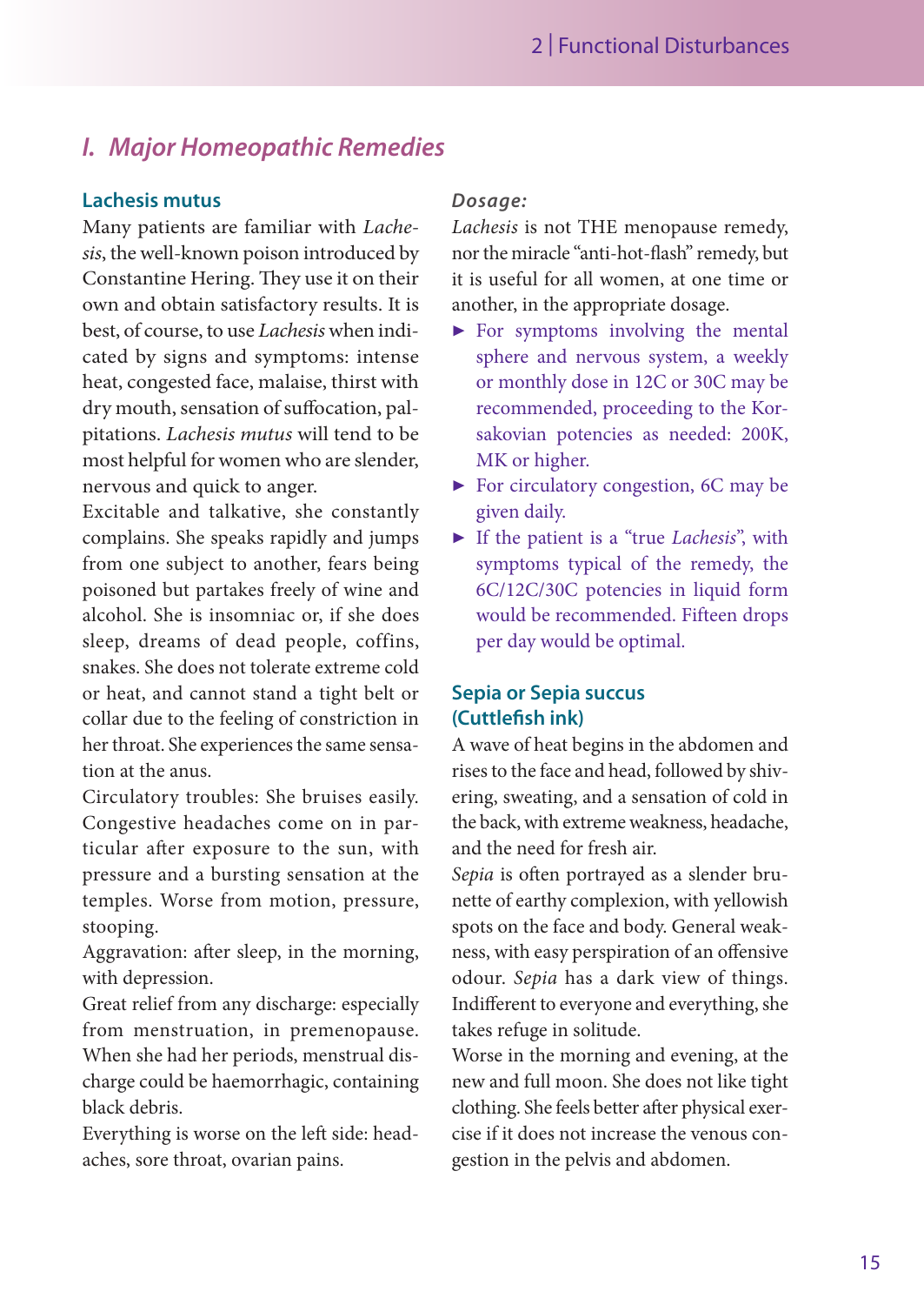## I. *Major Homeopathic Remedies*

### Lachesis mutus

Many patients are familiar with *Lachesis*, the well-known poison introduced by Constantine Hering. They use it on their own and obtain satisfactory results. It is best, of course, to use *Lachesis* when indicated by signs and symptoms: intense heat, congested face, malaise, thirst with dry mouth, sensation of suffocation, palpitations. *Lachesis mutus* will tend to be most helpful for women who are slender, nervous and quick to anger.

Excitable and talkative, she constantly complains. She speaks rapidly and jumps from one subject to another, fears being poisoned but partakes freely of wine and alcohol. She is insomniac or, if she does sleep, dreams of dead people, coffins, snakes. She does not tolerate extreme cold or heat, and cannot stand a tight belt or collar due to the feeling of constriction in her throat. She experiences the same sensation at the anus.

Circulatory troubles: She bruises easily. Congestive headaches come on in particular after exposure to the sun, with pressure and a bursting sensation at the temples. Worse from motion, pressure, stooping.

Aggravation: after sleep, in the morning, with depression.

Great relief from any discharge: especially from menstruation, in premenopause. When she had her periods, menstrual discharge could be haemorrhagic, containing black debris.

Everything is worse on the left side: headaches, sore throat, ovarian pains.

***Dosage:***

*Lachesis* is not THE menopause remedy, nor the miracle "anti-hot-flash" remedy, but it is useful for all women, at one time or another, in the appropriate dosage.

- For symptoms involving the mental sphere and nervous system, a weekly or monthly dose in 12C or 30C may be recommended, proceeding to the Korsakovian potencies as needed: 200K, MK or higher.
- For circulatory congestion, 6C may be given daily.
- If the patient is a "true *Lachesis*", with symptoms typical of the remedy, the 6C/12C/30C potencies in liquid form would be recommended. Fifteen drops per day would be optimal.

### Sepia or Sepia succus (Cuttlefish ink)

A wave of heat begins in the abdomen and rises to the face and head, followed by shivering, sweating, and a sensation of cold in the back, with extreme weakness, headache, and the need for fresh air.

*Sepia* is often portrayed as a slender brunette of earthy complexion, with yellowish spots on the face and body. General weakness, with easy perspiration of an offensive odour. *Sepia* has a dark view of things. Indifferent to everyone and everything, she takes refuge in solitude.

Worse in the morning and evening, at the new and full moon. She does not like tight clothing. She feels better after physical exercise if it does not increase the venous congestion in the pelvis and abdomen.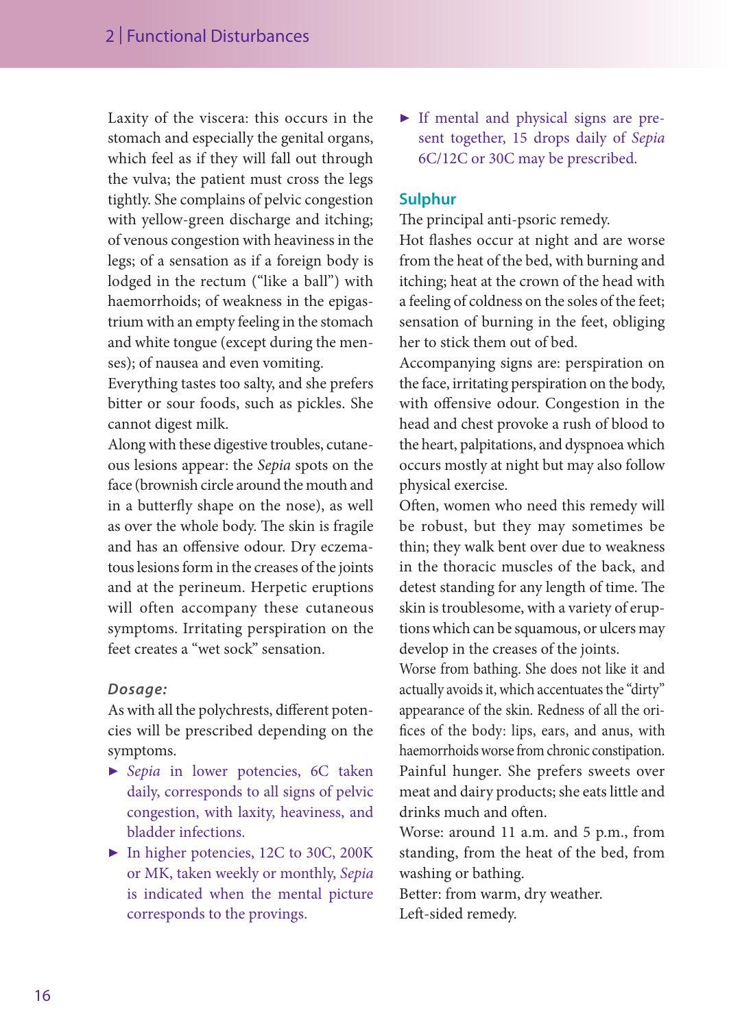Laxity of the viscera: this occurs in the stomach and especially the genital organs, which feel as if they will fall out through the vulva; the patient must cross the legs tightly. She complains of pelvic congestion with yellow-green discharge and itching; of venous congestion with heaviness in the legs; of a sensation as if a foreign body is lodged in the rectum ("like a ball") with haemorrhoids; of weakness in the epigastrium with an empty feeling in the stomach and white tongue (except during the menses); of nausea and even vomiting.

Everything tastes too salty, and she prefers bitter or sour foods, such as pickles. She cannot digest milk.

Along with these digestive troubles, cutaneous lesions appear: the *Sepia* spots on the face (brownish circle around the mouth and in a butterfly shape on the nose), as well as over the whole body. The skin is fragile and has an offensive odour. Dry eczematous lesions form in the creases of the joints and at the perineum. Herpetic eruptions will often accompany these cutaneous symptoms. Irritating perspiration on the feet creates a "wet sock" sensation.

***Dosage:***

As with all the polychrests, different potencies will be prescribed depending on the symptoms.

- *Sepia* in lower potencies, 6C taken daily, corresponds to all signs of pelvic congestion, with laxity, heaviness, and bladder infections.
- In higher potencies, 12C to 30C, 200K or MK, taken weekly or monthly, *Sepia* is indicated when the mental picture corresponds to the provings.
- If mental and physical signs are present together, 15 drops daily of *Sepia* 6C/12C or 30C may be prescribed.

## Sulphur

The principal anti-psoric remedy.

Hot flashes occur at night and are worse from the heat of the bed, with burning and itching; heat at the crown of the head with a feeling of coldness on the soles of the feet; sensation of burning in the feet, obliging her to stick them out of bed.

Accompanying signs are: perspiration on the face, irritating perspiration on the body, with offensive odour. Congestion in the head and chest provoke a rush of blood to the heart, palpitations, and dyspnoea which occurs mostly at night but may also follow physical exercise.

Often, women who need this remedy will be robust, but they may sometimes be thin; they walk bent over due to weakness in the thoracic muscles of the back, and detest standing for any length of time. The skin is troublesome, with a variety of eruptions which can be squamous, or ulcers may develop in the creases of the joints.

Worse from bathing. She does not like it and actually avoids it, which accentuates the "dirty" appearance of the skin. Redness of all the orifices of the body: lips, ears, and anus, with haemorrhoids worse from chronic constipation.

Painful hunger. She prefers sweets over meat and dairy products; she eats little and drinks much and often.

Worse: around 11 a.m. and 5 p.m., from standing, from the heat of the bed, from washing or bathing.

Better: from warm, dry weather.

Left-sided remedy.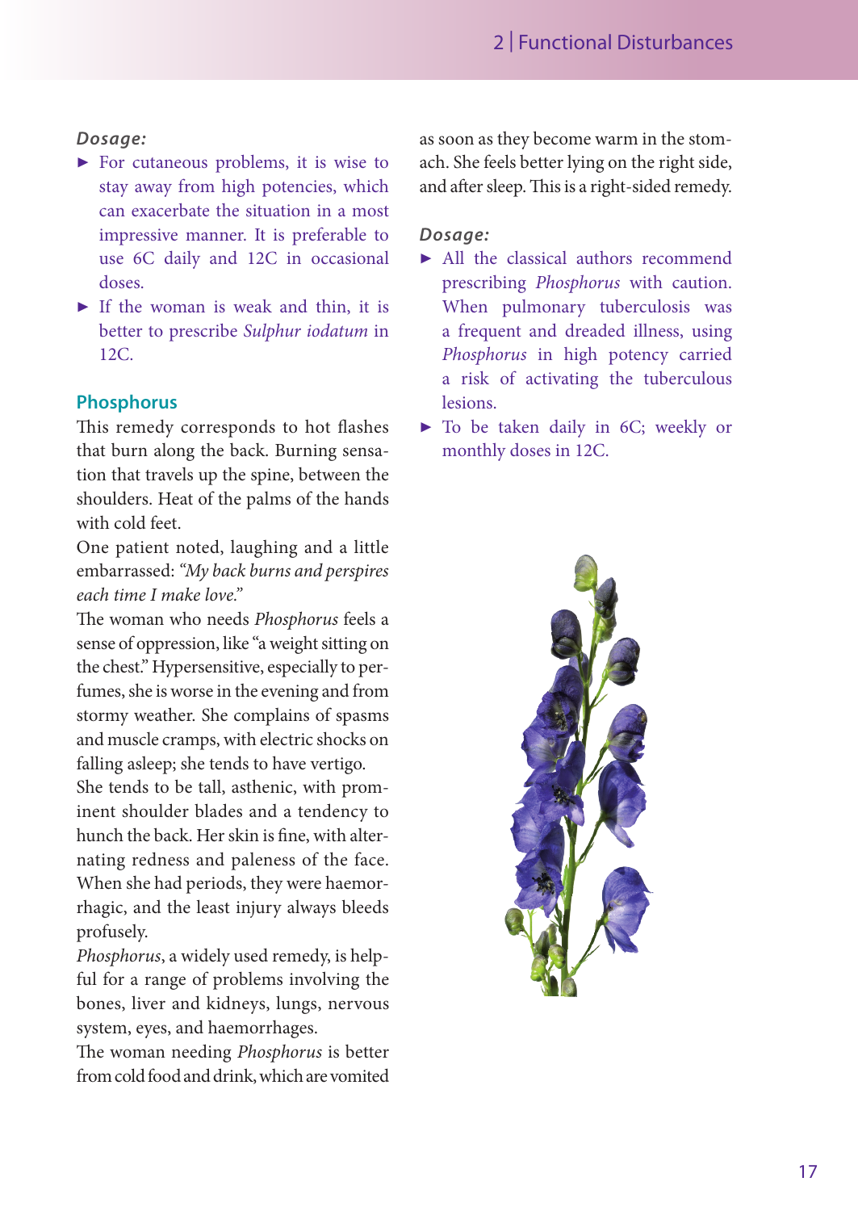*Dosage:*

- For cutaneous problems, it is wise to stay away from high potencies, which can exacerbate the situation in a most impressive manner. It is preferable to use 6C daily and 12C in occasional doses.
- If the woman is weak and thin, it is better to prescribe *Sulphur iodatum* in 12C.

## Phosphorus

This remedy corresponds to hot flashes that burn along the back. Burning sensation that travels up the spine, between the shoulders. Heat of the palms of the hands with cold feet.

One patient noted, laughing and a little embarrassed: *"My back burns and perspires each time I make love."*

The woman who needs *Phosphorus* feels a sense of oppression, like "a weight sitting on the chest." Hypersensitive, especially to perfumes, she is worse in the evening and from stormy weather. She complains of spasms and muscle cramps, with electric shocks on falling asleep; she tends to have vertigo.

She tends to be tall, asthenic, with prominent shoulder blades and a tendency to hunch the back. Her skin is fine, with alternating redness and paleness of the face. When she had periods, they were haemorrhagic, and the least injury always bleeds profusely.

*Phosphorus*, a widely used remedy, is helpful for a range of problems involving the bones, liver and kidneys, lungs, nervous system, eyes, and haemorrhages.

The woman needing *Phosphorus* is better from cold food and drink, which are vomited as soon as they become warm in the stomach. She feels better lying on the right side, and after sleep. This is a right-sided remedy.

*Dosage:*

- All the classical authors recommend prescribing *Phosphorus* with caution. When pulmonary tuberculosis was a frequent and dreaded illness, using *Phosphorus* in high potency carried a risk of activating the tuberculous lesions.
- To be taken daily in 6C; weekly or monthly doses in 12C.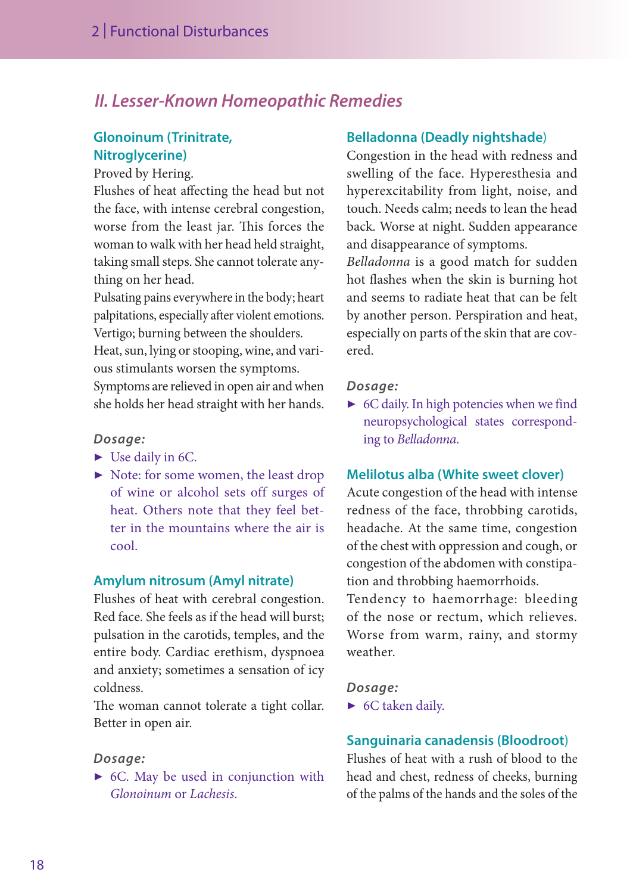## II. Lesser-Known Homeopathic Remedies

### Glonoinum (Trinitrate, Nitroglycerine)

Proved by Hering.

Flushes of heat affecting the head but not the face, with intense cerebral congestion, worse from the least jar. This forces the woman to walk with her head held straight, taking small steps. She cannot tolerate anything on her head.

Pulsating pains everywhere in the body; heart palpitations, especially after violent emotions. Vertigo; burning between the shoulders.

Heat, sun, lying or stooping, wine, and various stimulants worsen the symptoms.

Symptoms are relieved in open air and when she holds her head straight with her hands.

**Dosage:**

- Use daily in 6C.
- Note: for some women, the least drop of wine or alcohol sets off surges of heat. Others note that they feel better in the mountains where the air is cool.

### Amylum nitrosum (Amyl nitrate)

Flushes of heat with cerebral congestion. Red face. She feels as if the head will burst; pulsation in the carotids, temples, and the entire body. Cardiac erethism, dyspnoea and anxiety; sometimes a sensation of icy coldness.

The woman cannot tolerate a tight collar. Better in open air.

**Dosage:**

- 6C. May be used in conjunction with *Glonoinum* or *Lachesis*.

### Belladonna (Deadly nightshade)

Congestion in the head with redness and swelling of the face. Hyperesthesia and hyperexcitability from light, noise, and touch. Needs calm; needs to lean the head back. Worse at night. Sudden appearance and disappearance of symptoms.

*Belladonna* is a good match for sudden hot flashes when the skin is burning hot and seems to radiate heat that can be felt by another person. Perspiration and heat, especially on parts of the skin that are covered.

**Dosage:**

- 6C daily. In high potencies when we find neuropsychological states corresponding to *Belladonna*.

### Melilotus alba (White sweet clover)

Acute congestion of the head with intense redness of the face, throbbing carotids, headache. At the same time, congestion of the chest with oppression and cough, or congestion of the abdomen with constipation and throbbing haemorrhoids.

Tendency to haemorrhage: bleeding of the nose or rectum, which relieves. Worse from warm, rainy, and stormy weather.

**Dosage:**

- 6C taken daily.

### Sanguinaria canadensis (Bloodroot)

Flushes of heat with a rush of blood to the head and chest, redness of cheeks, burning of the palms of the hands and the soles of the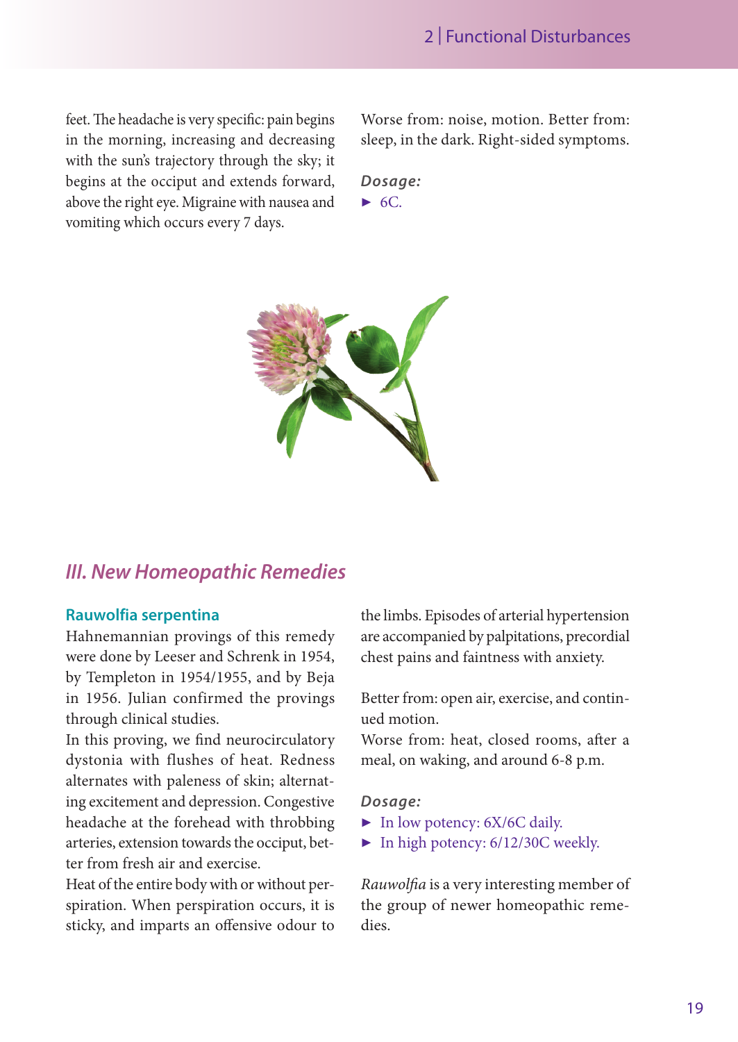feet. The headache is very specific: pain begins in the morning, increasing and decreasing with the sun's trajectory through the sky; it begins at the occiput and extends forward, above the right eye. Migraine with nausea and vomiting which occurs every 7 days.

Worse from: noise, motion. Better from: sleep, in the dark. Right-sided symptoms.

***Dosage:***

- 6C.

## *III. New Homeopathic Remedies*

### Rauwolfia serpentina

Hahnemannian provings of this remedy were done by Leeser and Schrenk in 1954, by Templeton in 1954/1955, and by Beja in 1956. Julian confirmed the provings through clinical studies.

In this proving, we find neurocirculatory dystonia with flushes of heat. Redness alternates with paleness of skin; alternating excitement and depression. Congestive headache at the forehead with throbbing arteries, extension towards the occiput, better from fresh air and exercise.

Heat of the entire body with or without perspiration. When perspiration occurs, it is sticky, and imparts an offensive odour to the limbs. Episodes of arterial hypertension are accompanied by palpitations, precordial chest pains and faintness with anxiety.

Better from: open air, exercise, and continued motion.

Worse from: heat, closed rooms, after a meal, on waking, and around 6-8 p.m.

***Dosage:***

- In low potency: 6X/6C daily.
- In high potency: 6/12/30C weekly.

*Rauwolfia* is a very interesting member of the group of newer homeopathic remedies.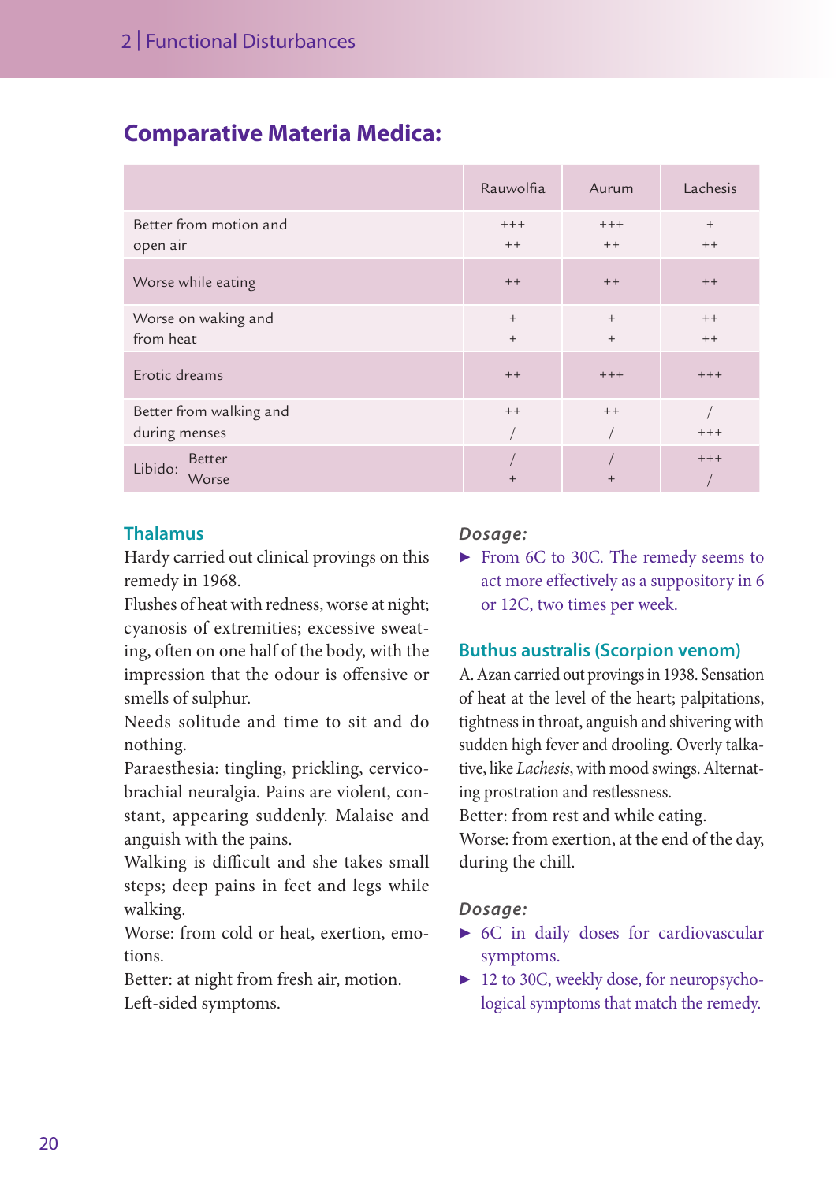## Comparative Materia Medica:

| | Rauwolfia | Aurum | Lachesis |
|---|---|---|---|
| Better from motion and<br>open air | +++<br>++ | +++<br>++ | +<br>++ |
| Worse while eating | ++ | ++ | ++ |
| Worse on waking and<br>from heat | +<br>+ | +<br>+ | ++<br>++ |
| Erotic dreams | ++ | +++ | +++ |
| Better from walking and<br>during menses | ++<br>/ | ++<br>/ | /<br>+++ |
| Libido: Better<br>Worse | /<br>+ | /<br>+ | +++<br>/ |

### Thalamus

Hardy carried out clinical provings on this remedy in 1968.

Flushes of heat with redness, worse at night; cyanosis of extremities; excessive sweating, often on one half of the body, with the impression that the odour is offensive or smells of sulphur.

Needs solitude and time to sit and do nothing.

Paraesthesia: tingling, prickling, cervicobrachial neuralgia. Pains are violent, constant, appearing suddenly. Malaise and anguish with the pains.

Walking is difficult and she takes small steps; deep pains in feet and legs while walking.

Worse: from cold or heat, exertion, emotions.

Better: at night from fresh air, motion.

Left-sided symptoms.

***Dosage:***

- From 6C to 30C. The remedy seems to act more effectively as a suppository in 6 or 12C, two times per week.

### Buthus australis (Scorpion venom)

A. Azan carried out provings in 1938. Sensation of heat at the level of the heart; palpitations, tightness in throat, anguish and shivering with sudden high fever and drooling. Overly talkative, like *Lachesis*, with mood swings. Alternating prostration and restlessness.

Better: from rest and while eating.

Worse: from exertion, at the end of the day, during the chill.

***Dosage:***

- 6C in daily doses for cardiovascular symptoms.
- 12 to 30C, weekly dose, for neuropsychological symptoms that match the remedy.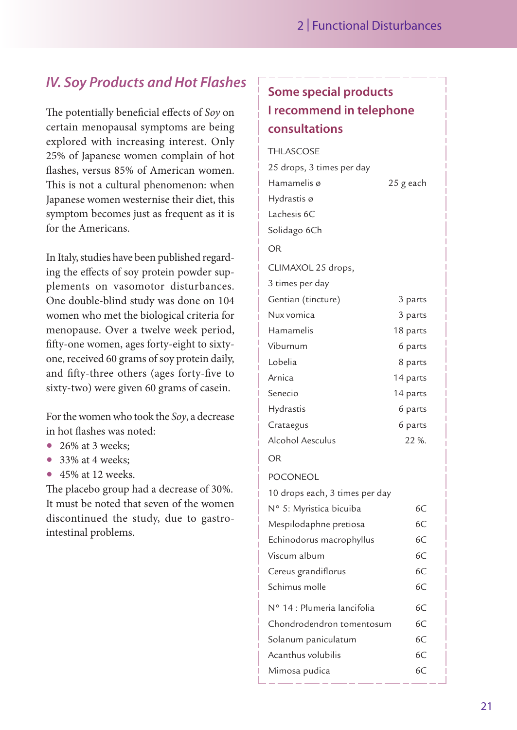## IV. Soy Products and Hot Flashes

The potentially beneficial effects of *Soy* on certain menopausal symptoms are being explored with increasing interest. Only 25% of Japanese women complain of hot flashes, versus 85% of American women. This is not a cultural phenomenon: when Japanese women westernise their diet, this symptom becomes just as frequent as it is for the Americans.

In Italy, studies have been published regarding the effects of soy protein powder supplements on vasomotor disturbances. One double-blind study was done on 104 women who met the biological criteria for menopause. Over a twelve week period, fifty-one women, ages forty-eight to sixty-one, received 60 grams of soy protein daily, and fifty-three others (ages forty-five to sixty-two) were given 60 grams of casein.

For the women who took the *Soy*, a decrease in hot flashes was noted:

- 26% at 3 weeks;
- 33% at 4 weeks;
- 45% at 12 weeks.

The placebo group had a decrease of 30%. It must be noted that seven of the women discontinued the study, due to gastro-intestinal problems.

### Some special products I recommend in telephone consultations

THLASCOSE
25 drops, 3 times per day

| | |
|---|---|
| Hamamelis ø | 25 g each |
| Hydrastis ø | |
| Lachesis 6C | |
| Solidago 6Ch | |

OR

CLIMAXOL 25 drops,
3 times per day

| | |
|---|---|
| Gentian (tincture) | 3 parts |
| Nux vomica | 3 parts |
| Hamamelis | 18 parts |
| Viburnum | 6 parts |
| Lobelia | 8 parts |
| Arnica | 14 parts |
| Senecio | 14 parts |
| Hydrastis | 6 parts |
| Crataegus | 6 parts |
| Alcohol Aesculus | 22 %. |

OR

POCONEOL
10 drops each, 3 times per day

| | |
|---|---|
| N° 5: Myristica bicuiba | 6C |
| Mespilodaphne pretiosa | 6C |
| Echinodorus macrophyllus | 6C |
| Viscum album | 6C |
| Cereus grandiflorus | 6C |
| Schimus molle | 6C |
| N° 14 : Plumeria lancifolia | 6C |
| Chondrodendron tomentosum | 6C |
| Solanum paniculatum | 6C |
| Acanthus volubilis | 6C |
| Mimosa pudica | 6C |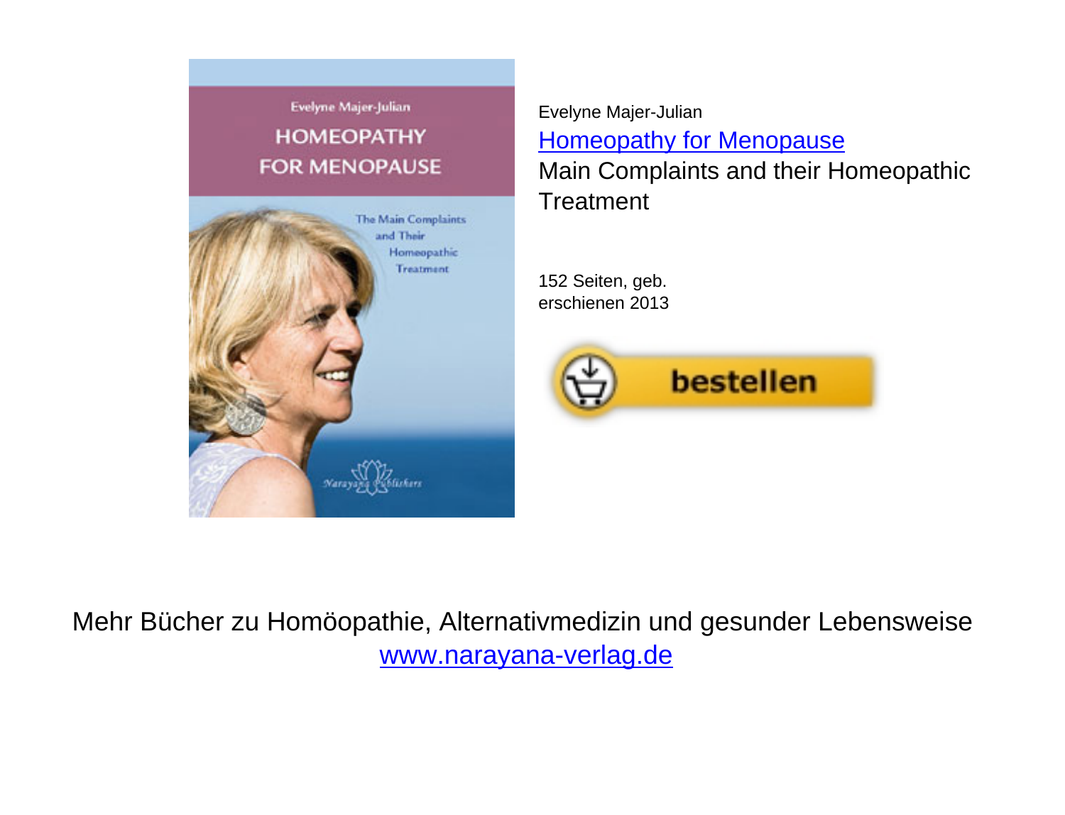Evelyne Majer-Julian

[Homeopathy for Menopause](#)

Main Complaints and their Homeopathic Treatment

152 Seiten, geb.
erschienen 2013

bestellen

Mehr Bücher zu Homöopathie, Alternativmedizin und gesunder Lebensweise
www.narayana-verlag.de